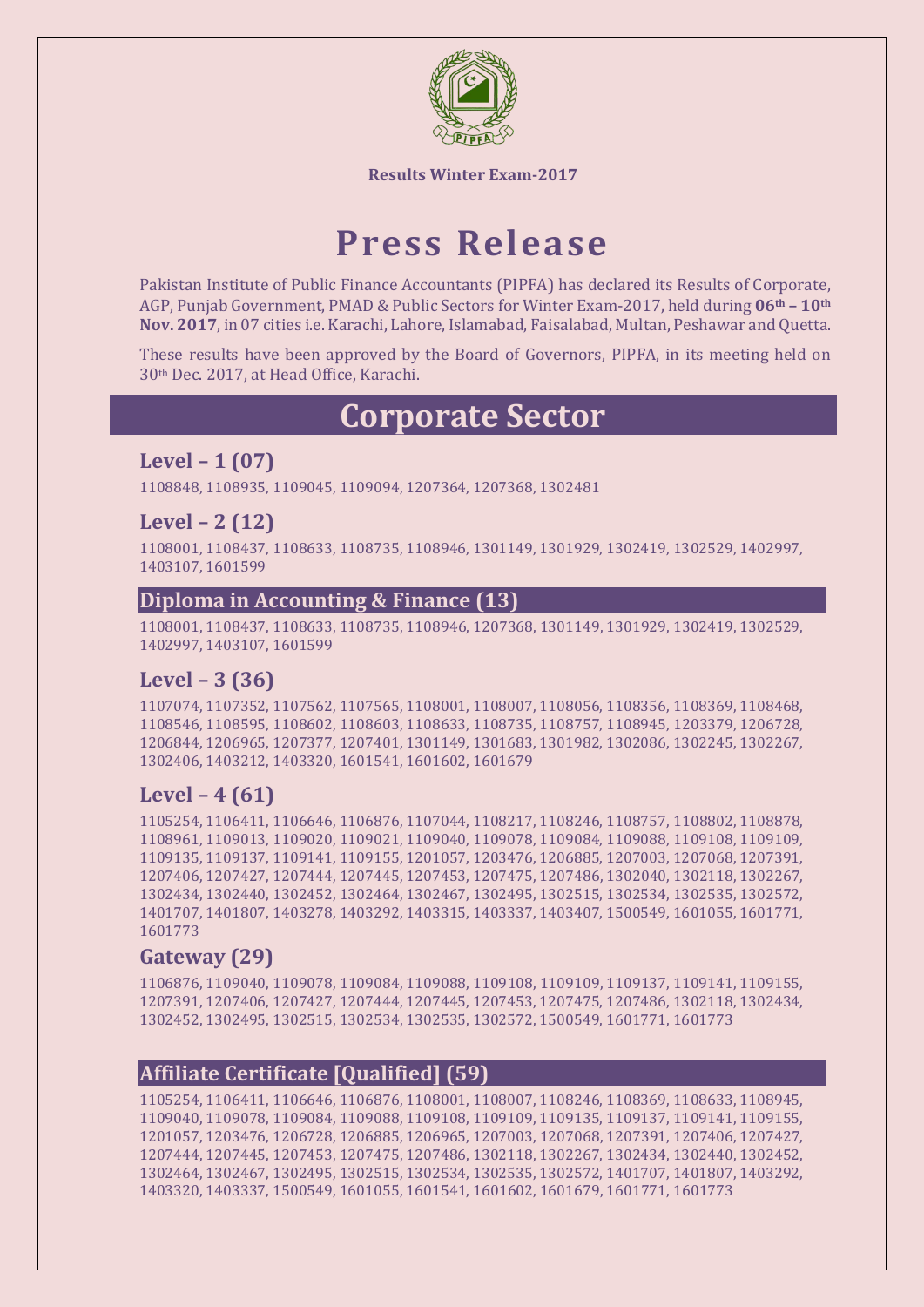**Results Winter Exam-2017**

# Press Release

Pakistan Institute of Public Finance Accountants (PIPFA) has declared its Results of Corporate, AGP, Punjab Government, PMAD & Public Sectors for Winter Exam-2017, held during **06th – 10th Nov. 2017**, in 07 cities i.e. Karachi, Lahore, Islamabad, Faisalabad, Multan, Peshawar and Quetta.

These results have been approved by the Board of Governors, PIPFA, in its meeting held on 30th Dec. 2017, at Head Office, Karachi.

## Corporate Sector

### Level – 1 (07)

1108848, 1108935, 1109045, 1109094, 1207364, 1207368, 1302481

### Level – 2 (12)

1108001, 1108437, 1108633, 1108735, 1108946, 1301149, 1301929, 1302419, 1302529, 1402997, 1403107, 1601599

### Diploma in Accounting & Finance (13)

1108001, 1108437, 1108633, 1108735, 1108946, 1207368, 1301149, 1301929, 1302419, 1302529, 1402997, 1403107, 1601599

### Level – 3 (36)

1107074, 1107352, 1107562, 1107565, 1108001, 1108007, 1108056, 1108356, 1108369, 1108468, 1108546, 1108595, 1108602, 1108603, 1108633, 1108735, 1108757, 1108945, 1203379, 1206728, 1206844, 1206965, 1207377, 1207401, 1301149, 1301683, 1301982, 1302086, 1302245, 1302267, 1302406, 1403212, 1403320, 1601541, 1601602, 1601679

### Level – 4 (61)

1105254, 1106411, 1106646, 1106876, 1107044, 1108217, 1108246, 1108757, 1108802, 1108878, 1108961, 1109013, 1109020, 1109021, 1109040, 1109078, 1109084, 1109088, 1109108, 1109109, 1109135, 1109137, 1109141, 1109155, 1201057, 1203476, 1206885, 1207003, 1207068, 1207391, 1207406, 1207427, 1207444, 1207445, 1207453, 1207475, 1207486, 1302040, 1302118, 1302267, 1302434, 1302440, 1302452, 1302464, 1302467, 1302495, 1302515, 1302534, 1302535, 1302572, 1401707, 1401807, 1403278, 1403292, 1403315, 1403337, 1403407, 1500549, 1601055, 1601771, 1601773

### Gateway (29)

1106876, 1109040, 1109078, 1109084, 1109088, 1109108, 1109109, 1109137, 1109141, 1109155, 1207391, 1207406, 1207427, 1207444, 1207445, 1207453, 1207475, 1207486, 1302118, 1302434, 1302452, 1302495, 1302515, 1302534, 1302535, 1302572, 1500549, 1601771, 1601773

### Affiliate Certificate [Qualified] (59)

1105254, 1106411, 1106646, 1106876, 1108001, 1108007, 1108246, 1108369, 1108633, 1108945, 1109040, 1109078, 1109084, 1109088, 1109108, 1109109, 1109135, 1109137, 1109141, 1109155, 1201057, 1203476, 1206728, 1206885, 1206965, 1207003, 1207068, 1207391, 1207406, 1207427, 1207444, 1207445, 1207453, 1207475, 1207486, 1302118, 1302267, 1302434, 1302440, 1302452, 1302464, 1302467, 1302495, 1302515, 1302534, 1302535, 1302572, 1401707, 1401807, 1403292, 1403320, 1403337, 1500549, 1601055, 1601541, 1601602, 1601679, 1601771, 1601773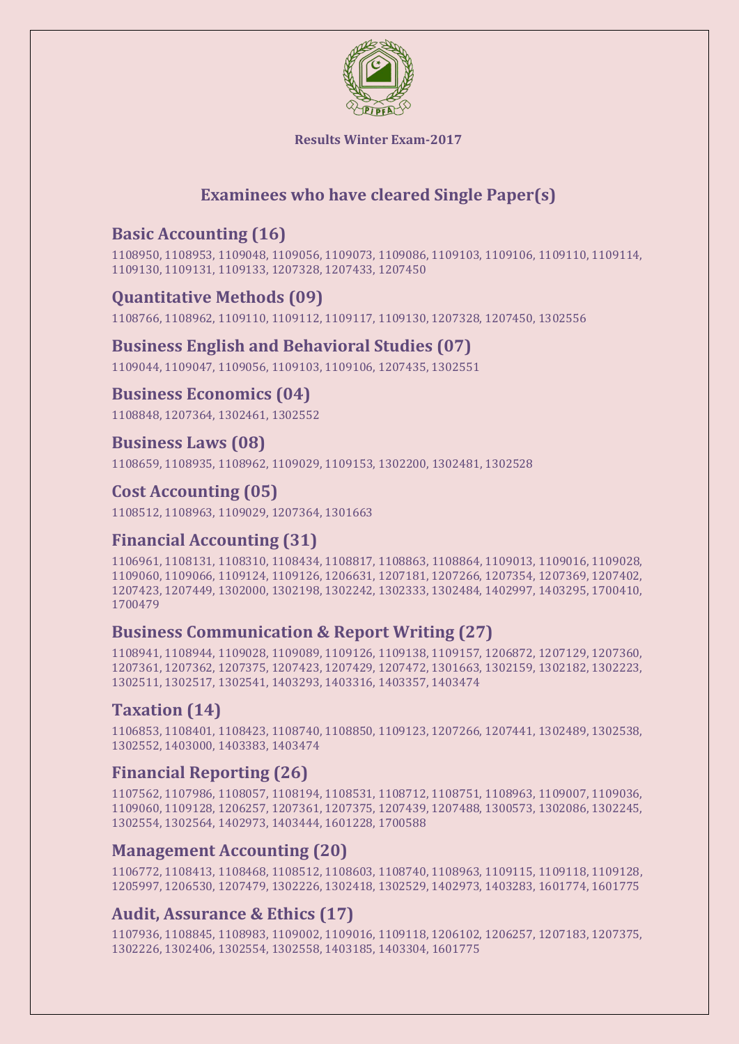**Results Winter Exam-2017**

## Examinees who have cleared Single Paper(s)

### Basic Accounting (16)

1108950, 1108953, 1109048, 1109056, 1109073, 1109086, 1109103, 1109106, 1109110, 1109114, 1109130, 1109131, 1109133, 1207328, 1207433, 1207450

### Quantitative Methods (09)

1108766, 1108962, 1109110, 1109112, 1109117, 1109130, 1207328, 1207450, 1302556

### Business English and Behavioral Studies (07)

1109044, 1109047, 1109056, 1109103, 1109106, 1207435, 1302551

### Business Economics (04)

1108848, 1207364, 1302461, 1302552

### Business Laws (08)

1108659, 1108935, 1108962, 1109029, 1109153, 1302200, 1302481, 1302528

### Cost Accounting (05)

1108512, 1108963, 1109029, 1207364, 1301663

### Financial Accounting (31)

1106961, 1108131, 1108310, 1108434, 1108817, 1108863, 1108864, 1109013, 1109016, 1109028, 1109060, 1109066, 1109124, 1109126, 1206631, 1207181, 1207266, 1207354, 1207369, 1207402, 1207423, 1207449, 1302000, 1302198, 1302242, 1302333, 1302484, 1402997, 1403295, 1700410, 1700479

### Business Communication & Report Writing (27)

1108941, 1108944, 1109028, 1109089, 1109126, 1109138, 1109157, 1206872, 1207129, 1207360, 1207361, 1207362, 1207375, 1207423, 1207429, 1207472, 1301663, 1302159, 1302182, 1302223, 1302511, 1302517, 1302541, 1403293, 1403316, 1403357, 1403474

### Taxation (14)

1106853, 1108401, 1108423, 1108740, 1108850, 1109123, 1207266, 1207441, 1302489, 1302538, 1302552, 1403000, 1403383, 1403474

### Financial Reporting (26)

1107562, 1107986, 1108057, 1108194, 1108531, 1108712, 1108751, 1108963, 1109007, 1109036, 1109060, 1109128, 1206257, 1207361, 1207375, 1207439, 1207488, 1300573, 1302086, 1302245, 1302554, 1302564, 1402973, 1403444, 1601228, 1700588

### Management Accounting (20)

1106772, 1108413, 1108468, 1108512, 1108603, 1108740, 1108963, 1109115, 1109118, 1109128, 1205997, 1206530, 1207479, 1302226, 1302418, 1302529, 1402973, 1403283, 1601774, 1601775

### Audit, Assurance & Ethics (17)

1107936, 1108845, 1108983, 1109002, 1109016, 1109118, 1206102, 1206257, 1207183, 1207375, 1302226, 1302406, 1302554, 1302558, 1403185, 1403304, 1601775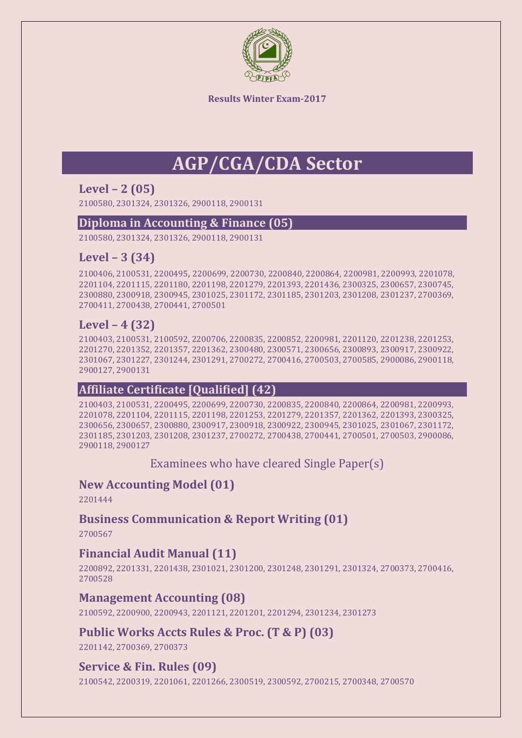Results Winter Exam-2017

# AGP/CGA/CDA Sector

### Level – 2 (05)

2100580, 2301324, 2301326, 2900118, 2900131

### Diploma in Accounting & Finance (05)

2100580, 2301324, 2301326, 2900118, 2900131

### Level – 3 (34)

2100406, 2100531, 2200495, 2200699, 2200730, 2200840, 2200864, 2200981, 2200993, 2201078, 2201104, 2201115, 2201180, 2201198, 2201279, 2201393, 2201436, 2300325, 2300657, 2300745, 2300880, 2300918, 2300945, 2301025, 2301172, 2301185, 2301203, 2301208, 2301237, 2700369, 2700411, 2700438, 2700441, 2700501

### Level – 4 (32)

2100403, 2100531, 2100592, 2200706, 2200835, 2200852, 2200981, 2201120, 2201238, 2201253, 2201270, 2201352, 2201357, 2201362, 2300480, 2300571, 2300656, 2300893, 2300917, 2300922, 2301067, 2301227, 2301244, 2301291, 2700272, 2700416, 2700503, 2700585, 2900086, 2900118, 2900127, 2900131

### Affiliate Certificate [Qualified] (42)

2100403, 2100531, 2200495, 2200699, 2200730, 2200835, 2200840, 2200864, 2200981, 2200993, 2201078, 2201104, 2201115, 2201198, 2201253, 2201279, 2201357, 2201362, 2201393, 2300325, 2300656, 2300657, 2300880, 2300917, 2300918, 2300922, 2300945, 2301025, 2301067, 2301172, 2301185, 2301203, 2301208, 2301237, 2700272, 2700438, 2700441, 2700501, 2700503, 2900086, 2900118, 2900127

Examinees who have cleared Single Paper(s)

### New Accounting Model (01)

2201444

### Business Communication & Report Writing (01)

2700567

### Financial Audit Manual (11)

2200892, 2201331, 2201438, 2301021, 2301200, 2301248, 2301291, 2301324, 2700373, 2700416, 2700528

### Management Accounting (08)

2100592, 2200900, 2200943, 2201121, 2201201, 2201294, 2301234, 2301273

### Public Works Accts Rules & Proc. (T & P) (03)

2201142, 2700369, 2700373

### Service & Fin. Rules (09)

2100542, 2200319, 2201061, 2201266, 2300519, 2300592, 2700215, 2700348, 2700570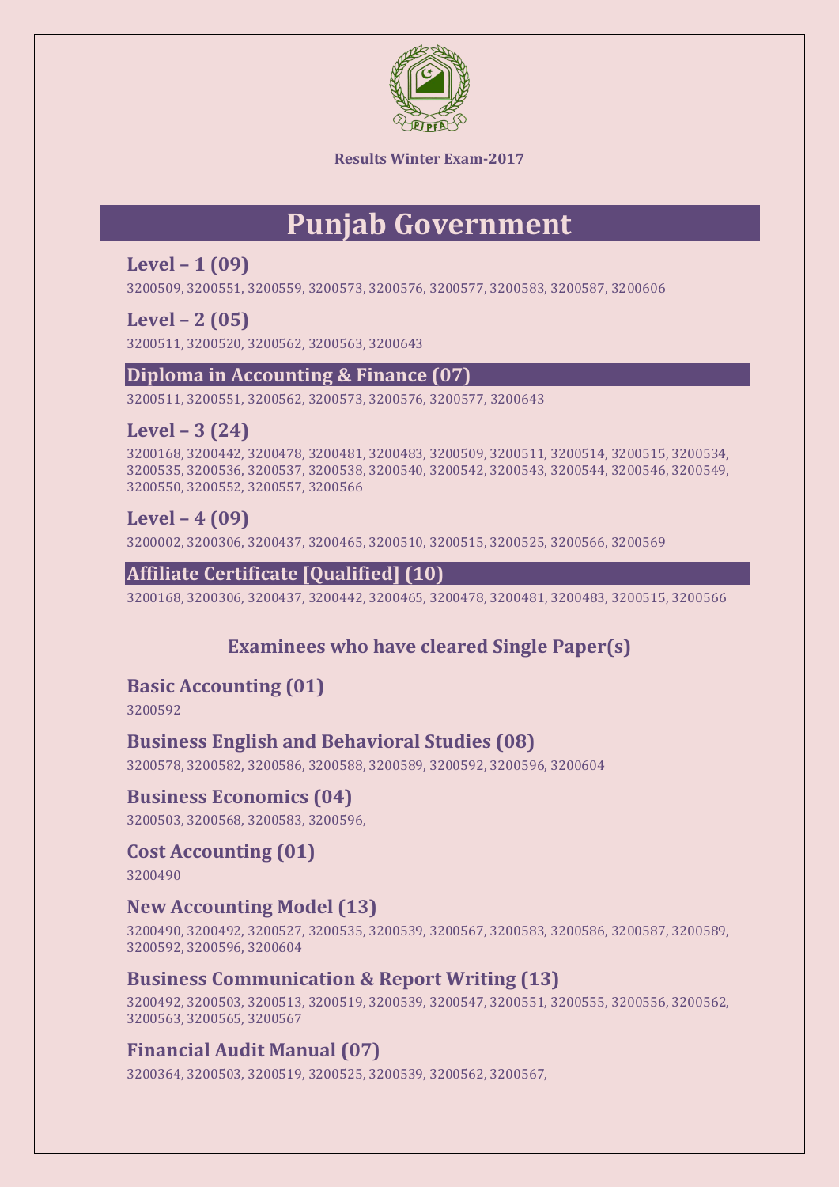**Results Winter Exam-2017**

# Punjab Government

## Level – 1 (09)

3200509, 3200551, 3200559, 3200573, 3200576, 3200577, 3200583, 3200587, 3200606

## Level – 2 (05)

3200511, 3200520, 3200562, 3200563, 3200643

## Diploma in Accounting & Finance (07)

3200511, 3200551, 3200562, 3200573, 3200576, 3200577, 3200643

## Level – 3 (24)

3200168, 3200442, 3200478, 3200481, 3200483, 3200509, 3200511, 3200514, 3200515, 3200534, 3200535, 3200536, 3200537, 3200538, 3200540, 3200542, 3200543, 3200544, 3200546, 3200549, 3200550, 3200552, 3200557, 3200566

## Level – 4 (09)

3200002, 3200306, 3200437, 3200465, 3200510, 3200515, 3200525, 3200566, 3200569

## Affiliate Certificate [Qualified] (10)

3200168, 3200306, 3200437, 3200442, 3200465, 3200478, 3200481, 3200483, 3200515, 3200566

### Examinees who have cleared Single Paper(s)

## Basic Accounting (01)

3200592

## Business English and Behavioral Studies (08)

3200578, 3200582, 3200586, 3200588, 3200589, 3200592, 3200596, 3200604

## Business Economics (04)

3200503, 3200568, 3200583, 3200596,

## Cost Accounting (01)

3200490

## New Accounting Model (13)

3200490, 3200492, 3200527, 3200535, 3200539, 3200567, 3200583, 3200586, 3200587, 3200589, 3200592, 3200596, 3200604

## Business Communication & Report Writing (13)

3200492, 3200503, 3200513, 3200519, 3200539, 3200547, 3200551, 3200555, 3200556, 3200562, 3200563, 3200565, 3200567

## Financial Audit Manual (07)

3200364, 3200503, 3200519, 3200525, 3200539, 3200562, 3200567,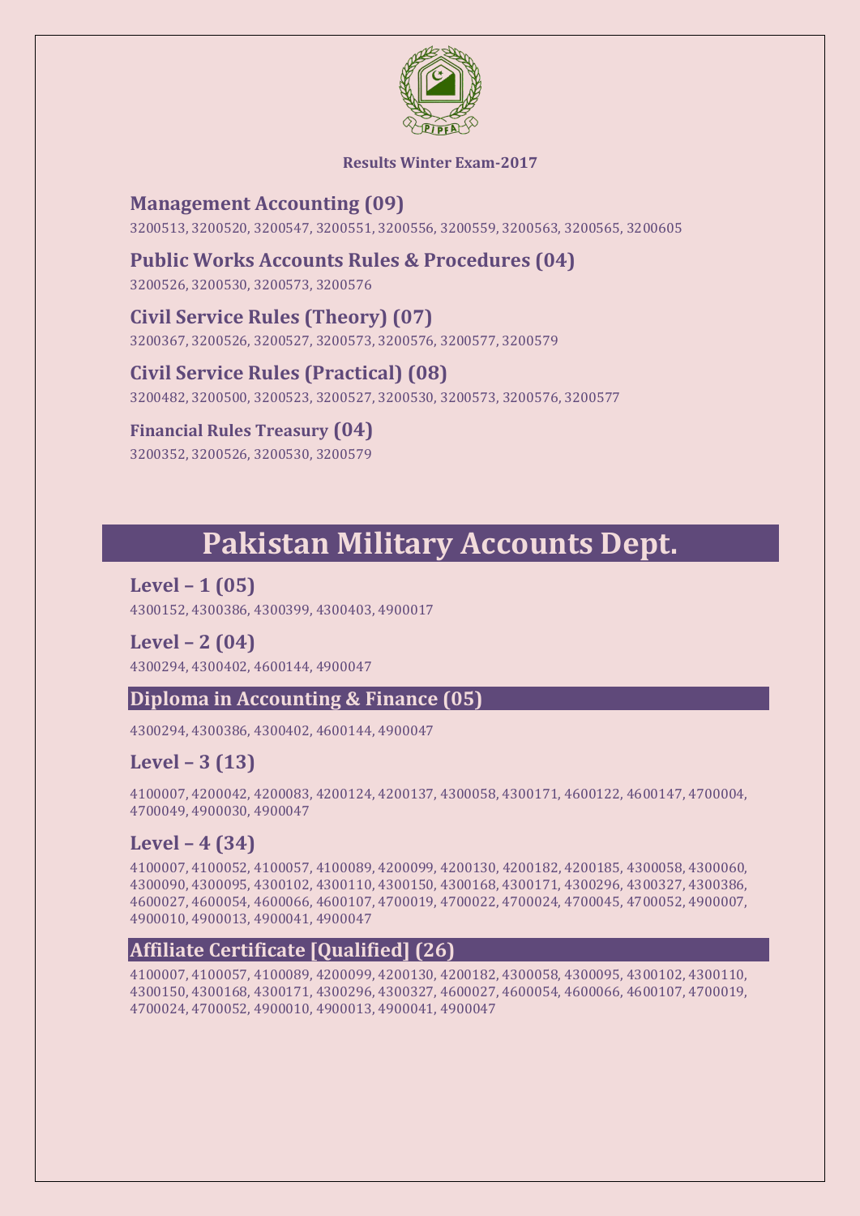**Results Winter Exam-2017**

### Management Accounting (09)

3200513, 3200520, 3200547, 3200551, 3200556, 3200559, 3200563, 3200565, 3200605

### Public Works Accounts Rules & Procedures (04)

3200526, 3200530, 3200573, 3200576

### Civil Service Rules (Theory) (07)

3200367, 3200526, 3200527, 3200573, 3200576, 3200577, 3200579

### Civil Service Rules (Practical) (08)

3200482, 3200500, 3200523, 3200527, 3200530, 3200573, 3200576, 3200577

### Financial Rules Treasury (04)

3200352, 3200526, 3200530, 3200579

# Pakistan Military Accounts Dept.

### Level – 1 (05)

4300152, 4300386, 4300399, 4300403, 4900017

### Level – 2 (04)

4300294, 4300402, 4600144, 4900047

### Diploma in Accounting & Finance (05)

4300294, 4300386, 4300402, 4600144, 4900047

### Level – 3 (13)

4100007, 4200042, 4200083, 4200124, 4200137, 4300058, 4300171, 4600122, 4600147, 4700004, 4700049, 4900030, 4900047

### Level – 4 (34)

4100007, 4100052, 4100057, 4100089, 4200099, 4200130, 4200182, 4200185, 4300058, 4300060, 4300090, 4300095, 4300102, 4300110, 4300150, 4300168, 4300171, 4300296, 4300327, 4300386, 4600027, 4600054, 4600066, 4600107, 4700019, 4700022, 4700024, 4700045, 4700052, 4900007, 4900010, 4900013, 4900041, 4900047

### Affiliate Certificate [Qualified] (26)

4100007, 4100057, 4100089, 4200099, 4200130, 4200182, 4300058, 4300095, 4300102, 4300110, 4300150, 4300168, 4300171, 4300296, 4300327, 4600027, 4600054, 4600066, 4600107, 4700019, 4700024, 4700052, 4900010, 4900013, 4900041, 4900047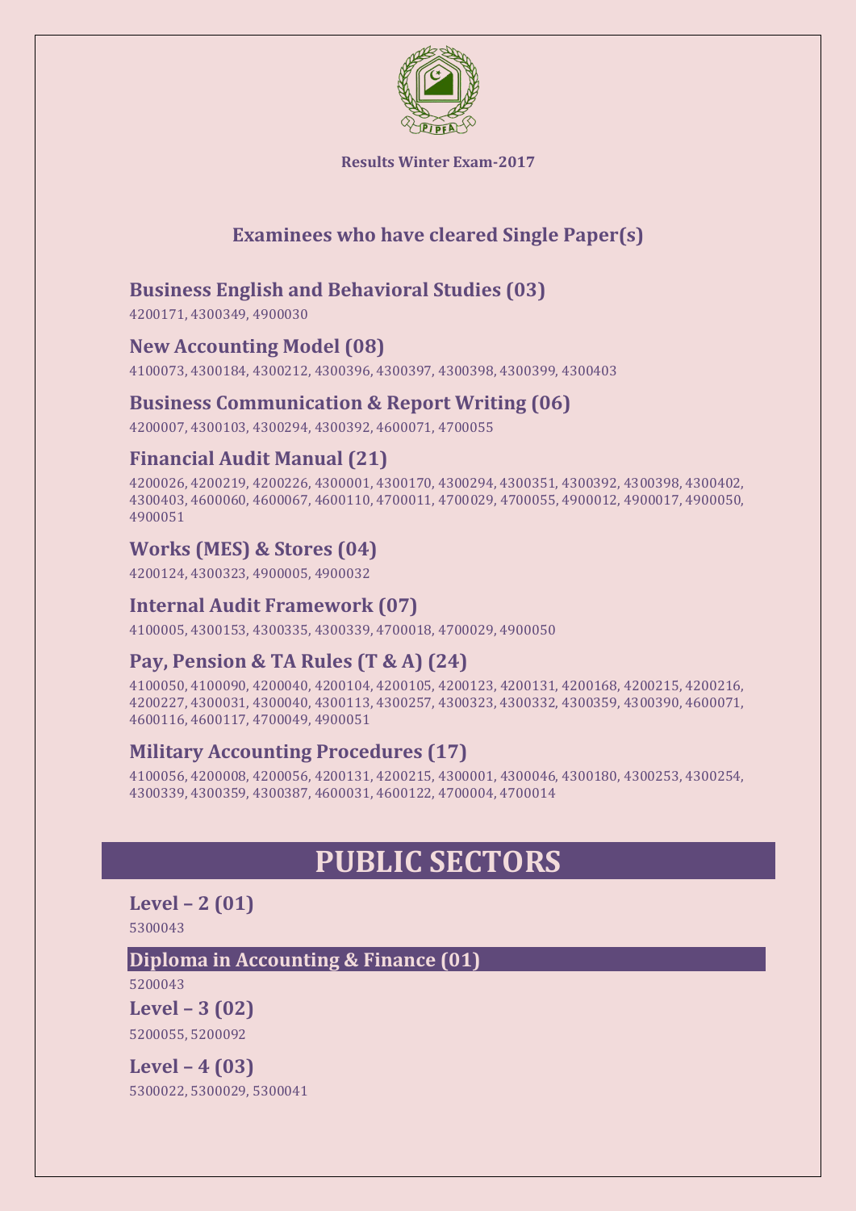**Results Winter Exam-2017**

## Examinees who have cleared Single Paper(s)

### Business English and Behavioral Studies (03)

4200171, 4300349, 4900030

### New Accounting Model (08)

4100073, 4300184, 4300212, 4300396, 4300397, 4300398, 4300399, 4300403

### Business Communication & Report Writing (06)

4200007, 4300103, 4300294, 4300392, 4600071, 4700055

### Financial Audit Manual (21)

4200026, 4200219, 4200226, 4300001, 4300170, 4300294, 4300351, 4300392, 4300398, 4300402, 4300403, 4600060, 4600067, 4600110, 4700011, 4700029, 4700055, 4900012, 4900017, 4900050, 4900051

### Works (MES) & Stores (04)

4200124, 4300323, 4900005, 4900032

### Internal Audit Framework (07)

4100005, 4300153, 4300335, 4300339, 4700018, 4700029, 4900050

### Pay, Pension & TA Rules (T & A) (24)

4100050, 4100090, 4200040, 4200104, 4200105, 4200123, 4200131, 4200168, 4200215, 4200216, 4200227, 4300031, 4300040, 4300113, 4300257, 4300323, 4300332, 4300359, 4300390, 4600071, 4600116, 4600117, 4700049, 4900051

### Military Accounting Procedures (17)

4100056, 4200008, 4200056, 4200131, 4200215, 4300001, 4300046, 4300180, 4300253, 4300254, 4300339, 4300359, 4300387, 4600031, 4600122, 4700004, 4700014

# PUBLIC SECTORS

### Level – 2 (01)

5300043

### Diploma in Accounting & Finance (01)

5200043

### Level – 3 (02)

5200055, 5200092

### Level – 4 (03)

5300022, 5300029, 5300041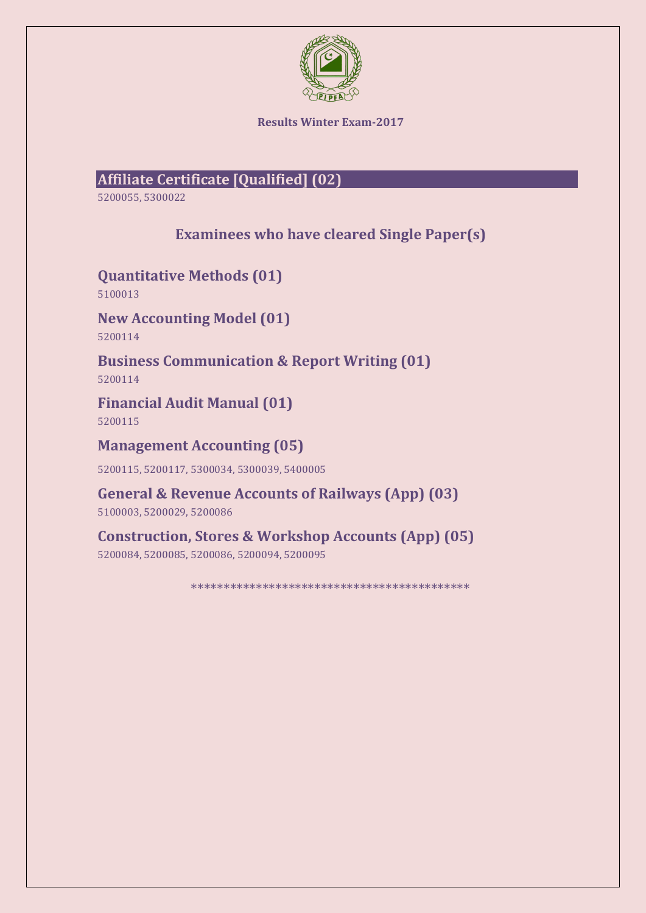**Results Winter Exam-2017**

## Affiliate Certificate [Qualified] (02)

5200055, 5300022

## Examinees who have cleared Single Paper(s)

### Quantitative Methods (01)

5100013

### New Accounting Model (01)

5200114

### Business Communication & Report Writing (01)

5200114

### Financial Audit Manual (01)

5200115

### Management Accounting (05)

5200115, 5200117, 5300034, 5300039, 5400005

### General & Revenue Accounts of Railways (App) (03)

5100003, 5200029, 5200086

### Construction, Stores & Workshop Accounts (App) (05)

5200084, 5200085, 5200086, 5200094, 5200095

******************************************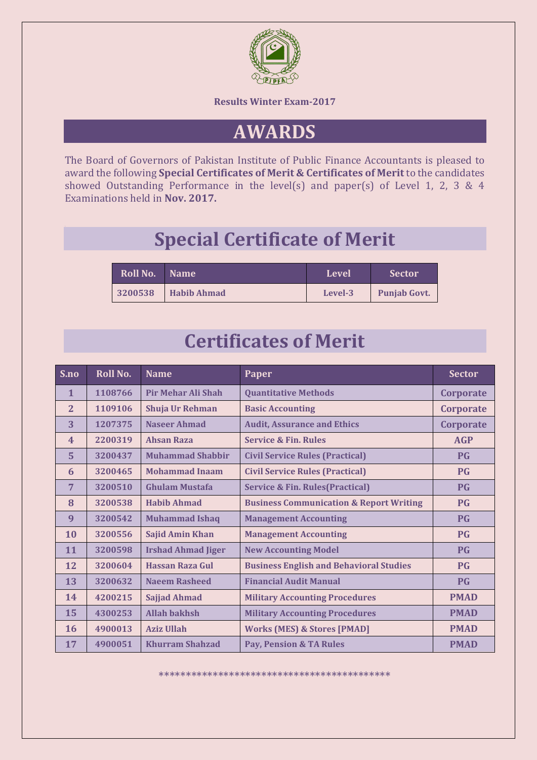Results Winter Exam-2017

# AWARDS

The Board of Governors of Pakistan Institute of Public Finance Accountants is pleased to award the following **Special Certificates of Merit & Certificates of Merit** to the candidates showed Outstanding Performance in the level(s) and paper(s) of Level 1, 2, 3 & 4 Examinations held in **Nov. 2017.**

## Special Certificate of Merit

| Roll No. | Name | Level | Sector |
|---|---|---|---|
| 3200538 | Habib Ahmad | Level-3 | Punjab Govt. |

## Certificates of Merit

| S.no | Roll No. | Name | Paper | Sector |
|---|---|---|---|---|
| 1 | 1108766 | Pir Mehar Ali Shah | Quantitative Methods | Corporate |
| 2 | 1109106 | Shuja Ur Rehman | Basic Accounting | Corporate |
| 3 | 1207375 | Naseer Ahmad | Audit, Assurance and Ethics | Corporate |
| 4 | 2200319 | Ahsan Raza | Service & Fin. Rules | AGP |
| 5 | 3200437 | Muhammad Shabbir | Civil Service Rules (Practical) | PG |
| 6 | 3200465 | Mohammad Inaam | Civil Service Rules (Practical) | PG |
| 7 | 3200510 | Ghulam Mustafa | Service & Fin. Rules(Practical) | PG |
| 8 | 3200538 | Habib Ahmad | Business Communication & Report Writing | PG |
| 9 | 3200542 | Muhammad Ishaq | Management Accounting | PG |
| 10 | 3200556 | Sajid Amin Khan | Management Accounting | PG |
| 11 | 3200598 | Irshad Ahmad Jiger | New Accounting Model | PG |
| 12 | 3200604 | Hassan Raza Gul | Business English and Behavioral Studies | PG |
| 13 | 3200632 | Naeem Rasheed | Financial Audit Manual | PG |
| 14 | 4200215 | Sajjad Ahmad | Military Accounting Procedures | PMAD |
| 15 | 4300253 | Allah bakhsh | Military Accounting Procedures | PMAD |
| 16 | 4900013 | Aziz Ullah | Works (MES) & Stores [PMAD] | PMAD |
| 17 | 4900051 | Khurram Shahzad | Pay, Pension & TA Rules | PMAD |

******************************************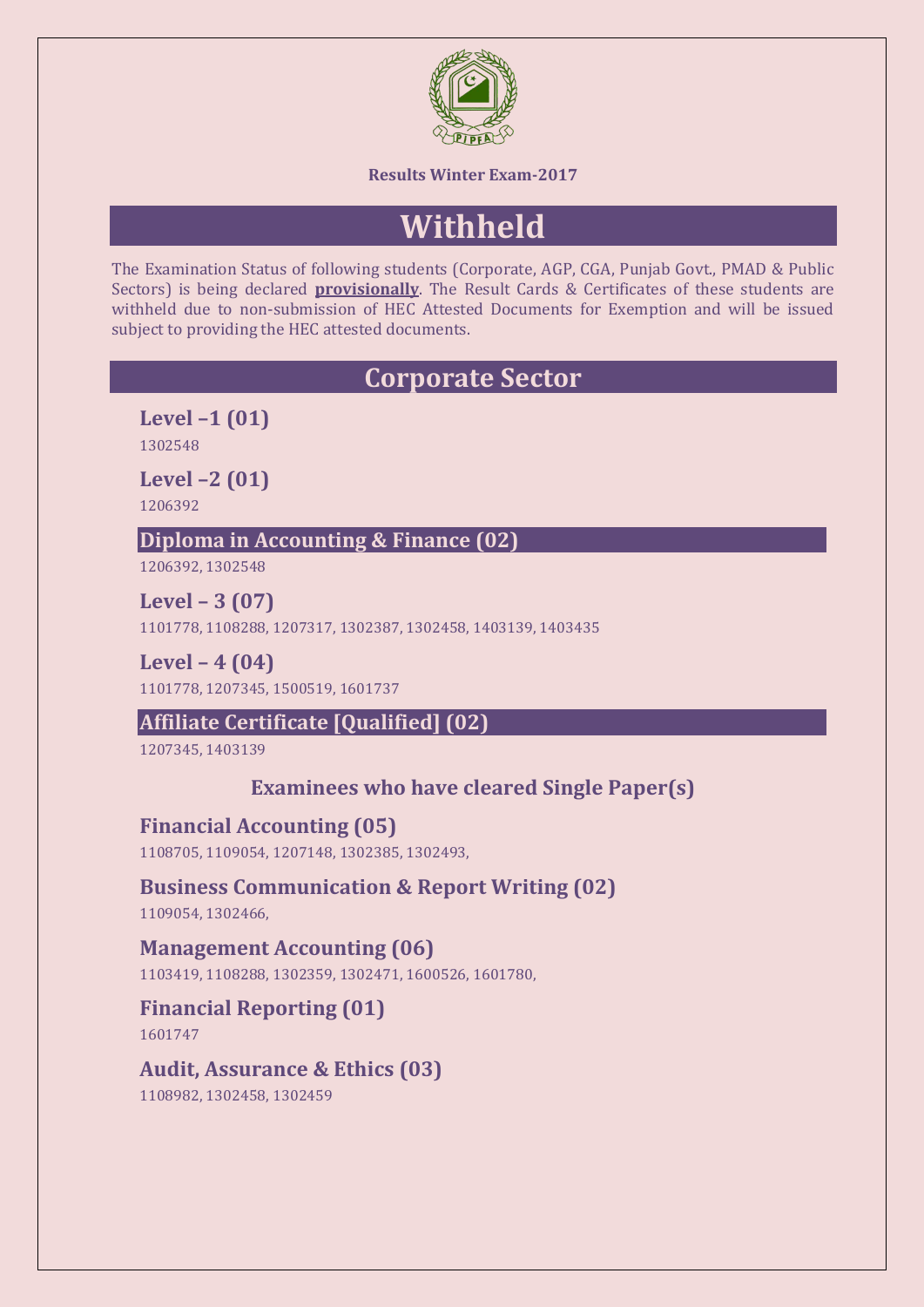**Results Winter Exam-2017**

# Withheld

The Examination Status of following students (Corporate, AGP, CGA, Punjab Govt., PMAD & Public Sectors) is being declared **provisionally**. The Result Cards & Certificates of these students are withheld due to non-submission of HEC Attested Documents for Exemption and will be issued subject to providing the HEC attested documents.

## Corporate Sector

### Level –1 (01)

1302548

### Level –2 (01)

1206392

### Diploma in Accounting & Finance (02)

1206392, 1302548

### Level – 3 (07)

1101778, 1108288, 1207317, 1302387, 1302458, 1403139, 1403435

### Level – 4 (04)

1101778, 1207345, 1500519, 1601737

### Affiliate Certificate [Qualified] (02)

1207345, 1403139

### Examinees who have cleared Single Paper(s)

### Financial Accounting (05)

1108705, 1109054, 1207148, 1302385, 1302493,

### Business Communication & Report Writing (02)

1109054, 1302466,

### Management Accounting (06)

1103419, 1108288, 1302359, 1302471, 1600526, 1601780,

### Financial Reporting (01)

1601747

### Audit, Assurance & Ethics (03)

1108982, 1302458, 1302459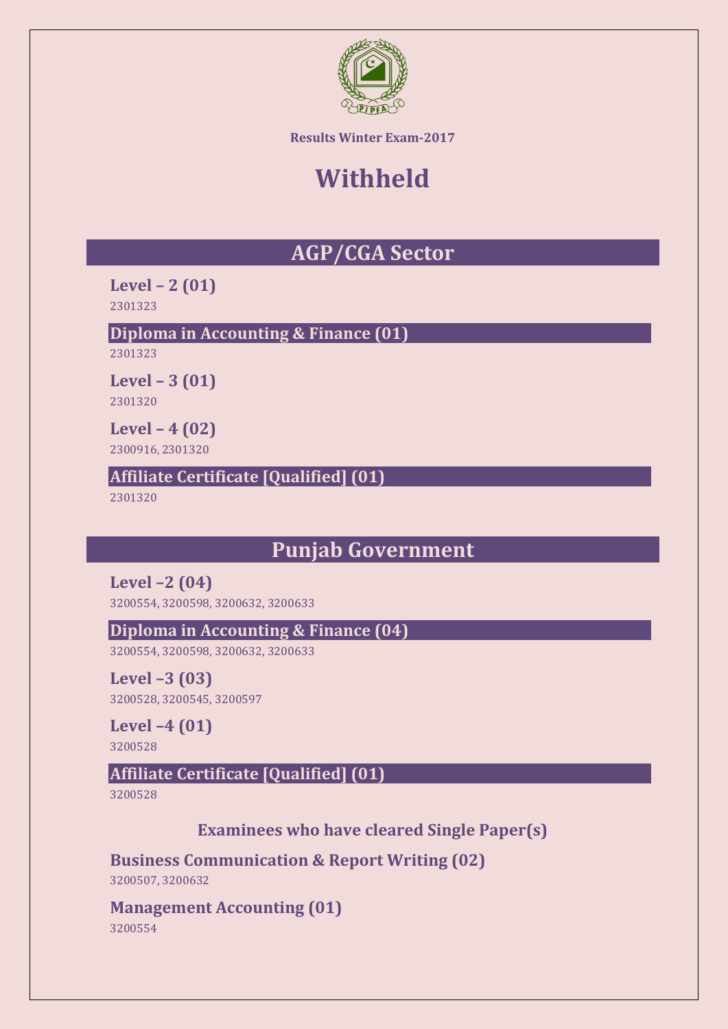**Results Winter Exam-2017**

# Withheld

## AGP/CGA Sector

**Level – 2 (01)**

2301323

**Diploma in Accounting & Finance (01)**

2301323

**Level – 3 (01)**

2301320

**Level – 4 (02)**

2300916, 2301320

**Affiliate Certificate [Qualified] (01)**

2301320

## Punjab Government

**Level –2 (04)**

3200554, 3200598, 3200632, 3200633

**Diploma in Accounting & Finance (04)**

3200554, 3200598, 3200632, 3200633

**Level –3 (03)**

3200528, 3200545, 3200597

**Level –4 (01)**

3200528

**Affiliate Certificate [Qualified] (01)**

3200528

### Examinees who have cleared Single Paper(s)

**Business Communication & Report Writing (02)**

3200507, 3200632

**Management Accounting (01)**

3200554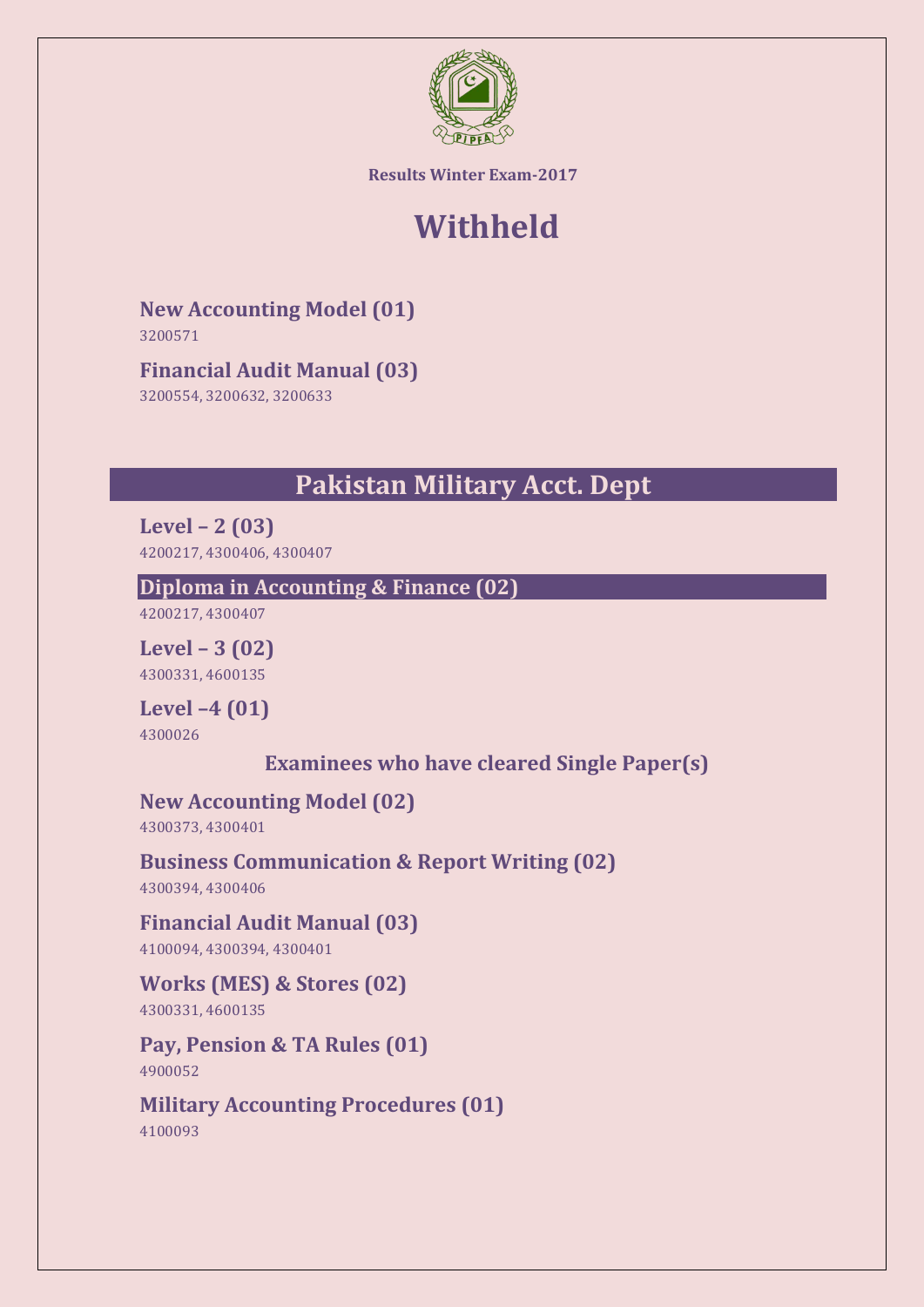Results Winter Exam-2017

# Withheld

### New Accounting Model (01)

3200571

### Financial Audit Manual (03)

3200554, 3200632, 3200633

## Pakistan Military Acct. Dept

### Level – 2 (03)

4200217, 4300406, 4300407

### Diploma in Accounting & Finance (02)

4200217, 4300407

### Level – 3 (02)

4300331, 4600135

### Level –4 (01)

4300026

### Examinees who have cleared Single Paper(s)

### New Accounting Model (02)

4300373, 4300401

### Business Communication & Report Writing (02)

4300394, 4300406

### Financial Audit Manual (03)

4100094, 4300394, 4300401

### Works (MES) & Stores (02)

4300331, 4600135

### Pay, Pension & TA Rules (01)

4900052

### Military Accounting Procedures (01)

4100093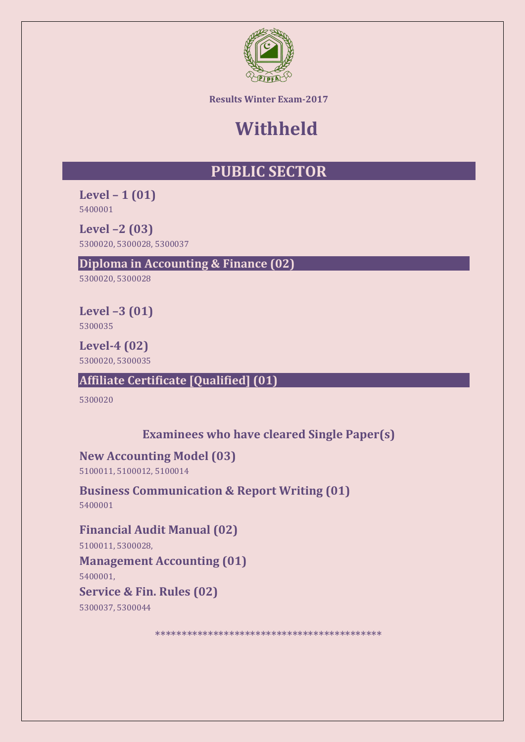Results Winter Exam-2017

# Withheld

## PUBLIC SECTOR

**Level – 1 (01)**
5400001

**Level –2 (03)**
5300020, 5300028, 5300037

**Diploma in Accounting & Finance (02)**
5300020, 5300028

**Level –3 (01)**
5300035

**Level-4 (02)**
5300020, 5300035

**Affiliate Certificate [Qualified] (01)**

5300020

### Examinees who have cleared Single Paper(s)

**New Accounting Model (03)**
5100011, 5100012, 5100014

**Business Communication & Report Writing (01)**
5400001

**Financial Audit Manual (02)**
5100011, 5300028,

**Management Accounting (01)**
5400001,

**Service & Fin. Rules (02)**
5300037, 5300044

******************************************